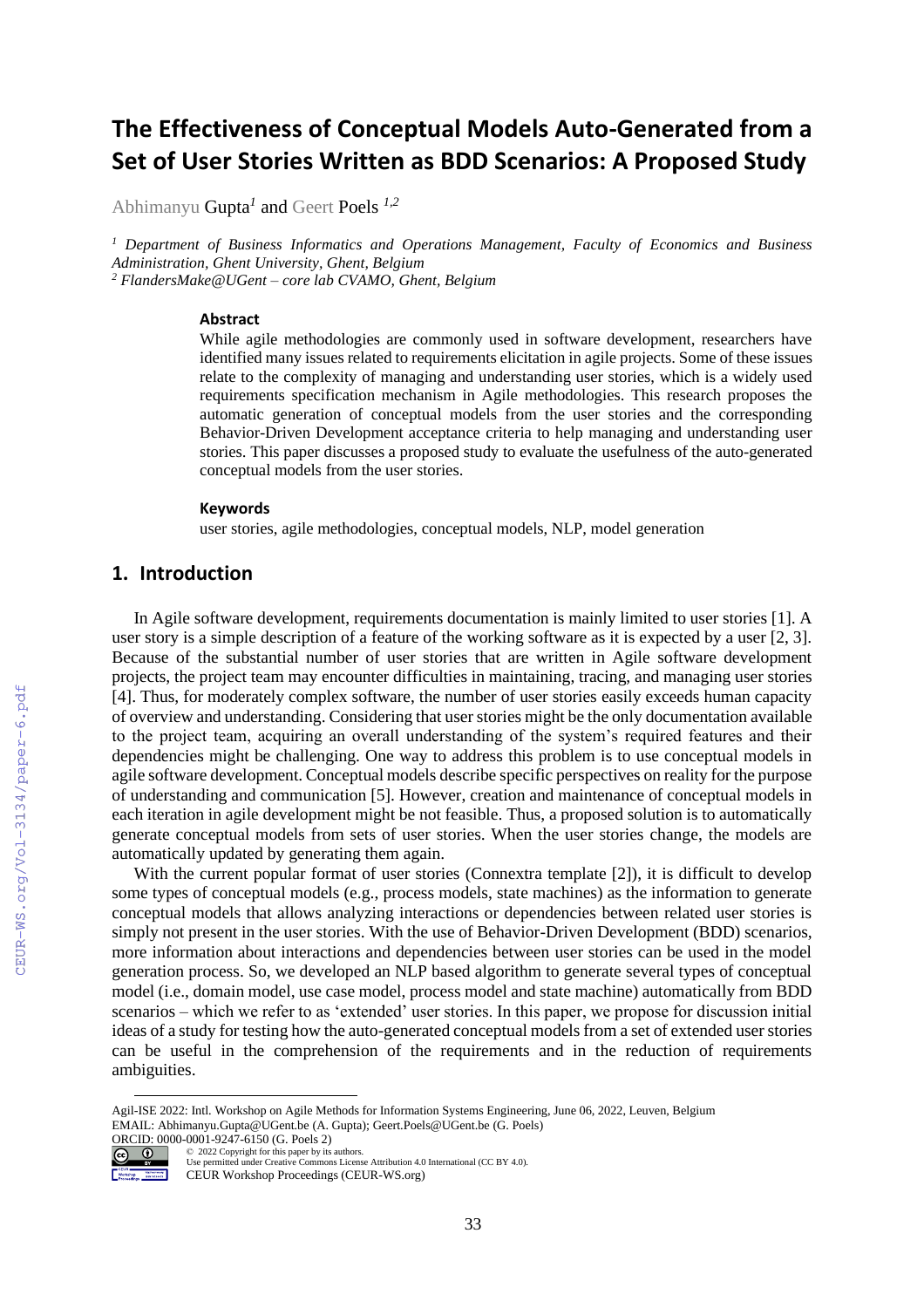# The Effectiveness of Conceptual Models Auto-Generated from a Set of User Stories Written as BDD Scenarios: A Proposed Study

Abhimanyu Gupta[1] and Geert Poels [1,2]

[1] *Department of Business Informatics and Operations Management, Faculty of Economics and Business Administration, Ghent University, Ghent, Belgium*
[2] *FlandersMake@UGent – core lab CVAMO, Ghent, Belgium*

### Abstract

While agile methodologies are commonly used in software development, researchers have identified many issues related to requirements elicitation in agile projects. Some of these issues relate to the complexity of managing and understanding user stories, which is a widely used requirements specification mechanism in Agile methodologies. This research proposes the automatic generation of conceptual models from the user stories and the corresponding Behavior-Driven Development acceptance criteria to help managing and understanding user stories. This paper discusses a proposed study to evaluate the usefulness of the auto-generated conceptual models from the user stories.

### Keywords

user stories, agile methodologies, conceptual models, NLP, model generation

## 1. Introduction

In Agile software development, requirements documentation is mainly limited to user stories [1]. A user story is a simple description of a feature of the working software as it is expected by a user [2, 3]. Because of the substantial number of user stories that are written in Agile software development projects, the project team may encounter difficulties in maintaining, tracing, and managing user stories [4]. Thus, for moderately complex software, the number of user stories easily exceeds human capacity of overview and understanding. Considering that user stories might be the only documentation available to the project team, acquiring an overall understanding of the system's required features and their dependencies might be challenging. One way to address this problem is to use conceptual models in agile software development. Conceptual models describe specific perspectives on reality for the purpose of understanding and communication [5]. However, creation and maintenance of conceptual models in each iteration in agile development might be not feasible. Thus, a proposed solution is to automatically generate conceptual models from sets of user stories. When the user stories change, the models are automatically updated by generating them again.

With the current popular format of user stories (Connextra template [2]), it is difficult to develop some types of conceptual models (e.g., process models, state machines) as the information to generate conceptual models that allows analyzing interactions or dependencies between related user stories is simply not present in the user stories. With the use of Behavior-Driven Development (BDD) scenarios, more information about interactions and dependencies between user stories can be used in the model generation process. So, we developed an NLP based algorithm to generate several types of conceptual model (i.e., domain model, use case model, process model and state machine) automatically from BDD scenarios – which we refer to as 'extended' user stories. In this paper, we propose for discussion initial ideas of a study for testing how the auto-generated conceptual models from a set of extended user stories can be useful in the comprehension of the requirements and in the reduction of requirements ambiguities.

---

Agil-ISE 2022: Intl. Workshop on Agile Methods for Information Systems Engineering, June 06, 2022, Leuven, Belgium
EMAIL: Abhimanyu.Gupta@UGent.be (A. Gupta); Geert.Poels@UGent.be (G. Poels)
ORCID: 0000-0001-9247-6150 (G. Poels 2)
© 2022 Copyright for this paper by its authors.
Use permitted under Creative Commons License Attribution 4.0 International (CC BY 4.0).
CEUR Workshop Proceedings (CEUR-WS.org)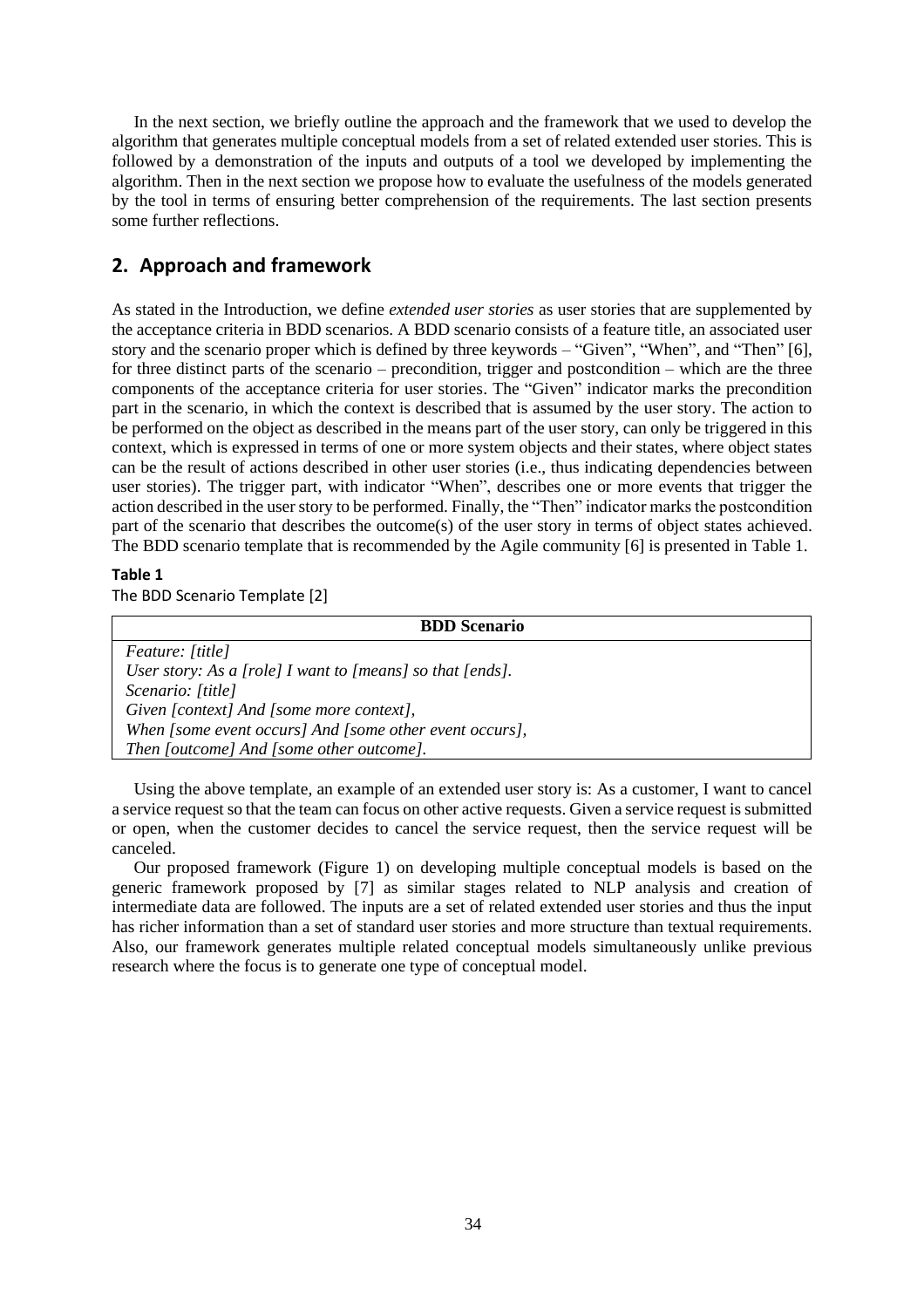In the next section, we briefly outline the approach and the framework that we used to develop the algorithm that generates multiple conceptual models from a set of related extended user stories. This is followed by a demonstration of the inputs and outputs of a tool we developed by implementing the algorithm. Then in the next section we propose how to evaluate the usefulness of the models generated by the tool in terms of ensuring better comprehension of the requirements. The last section presents some further reflections.

## 2. Approach and framework

As stated in the Introduction, we define *extended user stories* as user stories that are supplemented by the acceptance criteria in BDD scenarios. A BDD scenario consists of a feature title, an associated user story and the scenario proper which is defined by three keywords – "Given", "When", and "Then" [6], for three distinct parts of the scenario – precondition, trigger and postcondition – which are the three components of the acceptance criteria for user stories. The "Given" indicator marks the precondition part in the scenario, in which the context is described that is assumed by the user story. The action to be performed on the object as described in the means part of the user story, can only be triggered in this context, which is expressed in terms of one or more system objects and their states, where object states can be the result of actions described in other user stories (i.e., thus indicating dependencies between user stories). The trigger part, with indicator "When", describes one or more events that trigger the action described in the user story to be performed. Finally, the "Then" indicator marks the postcondition part of the scenario that describes the outcome(s) of the user story in terms of object states achieved. The BDD scenario template that is recommended by the Agile community [6] is presented in Table 1.

**Table 1**

The BDD Scenario Template [2]

| BDD Scenario |
|---|
| *Feature: [title]*<br>*User story: As a [role] I want to [means] so that [ends].*<br>*Scenario: [title]*<br>*Given [context] And [some more context],*<br>*When [some event occurs] And [some other event occurs],*<br>*Then [outcome] And [some other outcome].* |

Using the above template, an example of an extended user story is: As a customer, I want to cancel a service request so that the team can focus on other active requests. Given a service request is submitted or open, when the customer decides to cancel the service request, then the service request will be canceled.

Our proposed framework (Figure 1) on developing multiple conceptual models is based on the generic framework proposed by [7] as similar stages related to NLP analysis and creation of intermediate data are followed. The inputs are a set of related extended user stories and thus the input has richer information than a set of standard user stories and more structure than textual requirements. Also, our framework generates multiple related conceptual models simultaneously unlike previous research where the focus is to generate one type of conceptual model.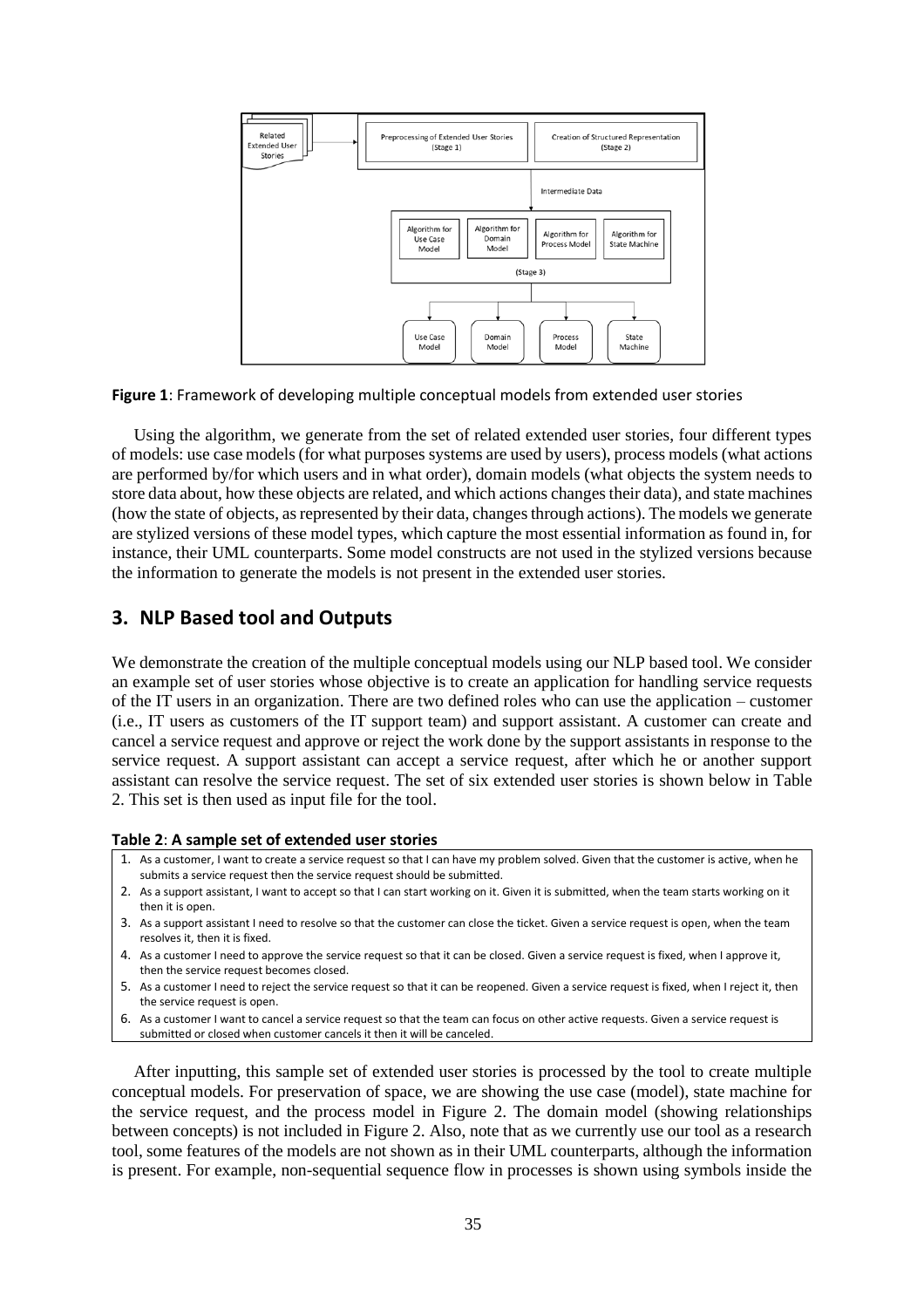**Figure 1**: Framework of developing multiple conceptual models from extended user stories

Using the algorithm, we generate from the set of related extended user stories, four different types of models: use case models (for what purposes systems are used by users), process models (what actions are performed by/for which users and in what order), domain models (what objects the system needs to store data about, how these objects are related, and which actions changes their data), and state machines (how the state of objects, as represented by their data, changes through actions). The models we generate are stylized versions of these model types, which capture the most essential information as found in, for instance, their UML counterparts. Some model constructs are not used in the stylized versions because the information to generate the models is not present in the extended user stories.

## 3. NLP Based tool and Outputs

We demonstrate the creation of the multiple conceptual models using our NLP based tool. We consider an example set of user stories whose objective is to create an application for handling service requests of the IT users in an organization. There are two defined roles who can use the application – customer (i.e., IT users as customers of the IT support team) and support assistant. A customer can create and cancel a service request and approve or reject the work done by the support assistants in response to the service request. A support assistant can accept a service request, after which he or another support assistant can resolve the service request. The set of six extended user stories is shown below in Table 2. This set is then used as input file for the tool.

**Table 2**: **A sample set of extended user stories**

1. As a customer, I want to create a service request so that I can have my problem solved. Given that the customer is active, when he submits a service request then the service request should be submitted.
2. As a support assistant, I want to accept so that I can start working on it. Given it is submitted, when the team starts working on it then it is open.
3. As a support assistant I need to resolve so that the customer can close the ticket. Given a service request is open, when the team resolves it, then it is fixed.
4. As a customer I need to approve the service request so that it can be closed. Given a service request is fixed, when I approve it, then the service request becomes closed.
5. As a customer I need to reject the service request so that it can be reopened. Given a service request is fixed, when I reject it, then the service request is open.
6. As a customer I want to cancel a service request so that the team can focus on other active requests. Given a service request is submitted or closed when customer cancels it then it will be canceled.

After inputting, this sample set of extended user stories is processed by the tool to create multiple conceptual models. For preservation of space, we are showing the use case (model), state machine for the service request, and the process model in Figure 2. The domain model (showing relationships between concepts) is not included in Figure 2. Also, note that as we currently use our tool as a research tool, some features of the models are not shown as in their UML counterparts, although the information is present. For example, non-sequential sequence flow in processes is shown using symbols inside the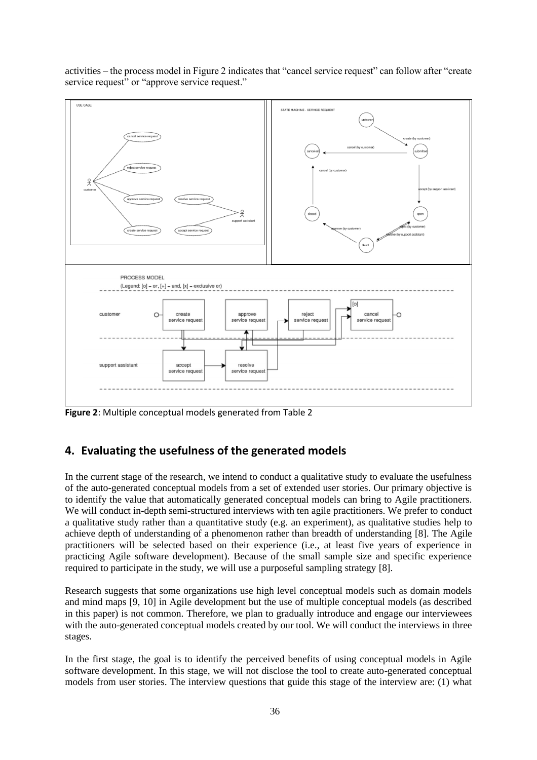activities – the process model in Figure 2 indicates that "cancel service request" can follow after "create service request" or "approve service request."

**Figure 2**: Multiple conceptual models generated from Table 2

## 4. Evaluating the usefulness of the generated models

In the current stage of the research, we intend to conduct a qualitative study to evaluate the usefulness of the auto-generated conceptual models from a set of extended user stories. Our primary objective is to identify the value that automatically generated conceptual models can bring to Agile practitioners. We will conduct in-depth semi-structured interviews with ten agile practitioners. We prefer to conduct a qualitative study rather than a quantitative study (e.g. an experiment), as qualitative studies help to achieve depth of understanding of a phenomenon rather than breadth of understanding [8]. The Agile practitioners will be selected based on their experience (i.e., at least five years of experience in practicing Agile software development). Because of the small sample size and specific experience required to participate in the study, we will use a purposeful sampling strategy [8].

Research suggests that some organizations use high level conceptual models such as domain models and mind maps [9, 10] in Agile development but the use of multiple conceptual models (as described in this paper) is not common. Therefore, we plan to gradually introduce and engage our interviewees with the auto-generated conceptual models created by our tool. We will conduct the interviews in three stages.

In the first stage, the goal is to identify the perceived benefits of using conceptual models in Agile software development. In this stage, we will not disclose the tool to create auto-generated conceptual models from user stories. The interview questions that guide this stage of the interview are: (1) what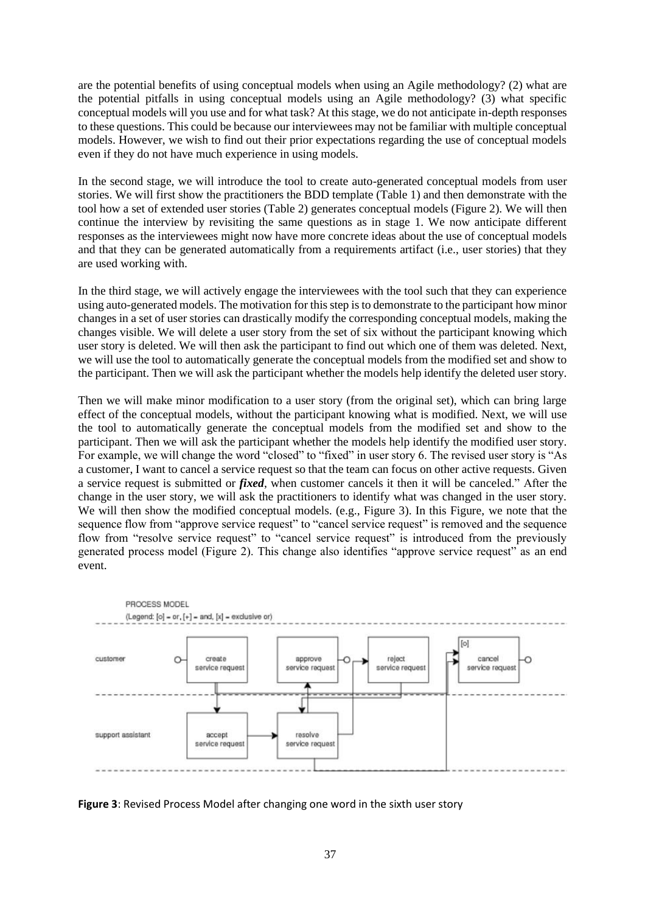are the potential benefits of using conceptual models when using an Agile methodology? (2) what are the potential pitfalls in using conceptual models using an Agile methodology? (3) what specific conceptual models will you use and for what task? At this stage, we do not anticipate in-depth responses to these questions. This could be because our interviewees may not be familiar with multiple conceptual models. However, we wish to find out their prior expectations regarding the use of conceptual models even if they do not have much experience in using models.

In the second stage, we will introduce the tool to create auto-generated conceptual models from user stories. We will first show the practitioners the BDD template (Table 1) and then demonstrate with the tool how a set of extended user stories (Table 2) generates conceptual models (Figure 2). We will then continue the interview by revisiting the same questions as in stage 1. We now anticipate different responses as the interviewees might now have more concrete ideas about the use of conceptual models and that they can be generated automatically from a requirements artifact (i.e., user stories) that they are used working with.

In the third stage, we will actively engage the interviewees with the tool such that they can experience using auto-generated models. The motivation for this step is to demonstrate to the participant how minor changes in a set of user stories can drastically modify the corresponding conceptual models, making the changes visible. We will delete a user story from the set of six without the participant knowing which user story is deleted. We will then ask the participant to find out which one of them was deleted. Next, we will use the tool to automatically generate the conceptual models from the modified set and show to the participant. Then we will ask the participant whether the models help identify the deleted user story.

Then we will make minor modification to a user story (from the original set), which can bring large effect of the conceptual models, without the participant knowing what is modified. Next, we will use the tool to automatically generate the conceptual models from the modified set and show to the participant. Then we will ask the participant whether the models help identify the modified user story. For example, we will change the word "closed" to "fixed" in user story 6. The revised user story is "As a customer, I want to cancel a service request so that the team can focus on other active requests. Given a service request is submitted or ***fixed***, when customer cancels it then it will be canceled." After the change in the user story, we will ask the practitioners to identify what was changed in the user story. We will then show the modified conceptual models. (e.g., Figure 3). In this Figure, we note that the sequence flow from "approve service request" to "cancel service request" is removed and the sequence flow from "resolve service request" to "cancel service request" is introduced from the previously generated process model (Figure 2). This change also identifies "approve service request" as an end event.

**Figure 3**: Revised Process Model after changing one word in the sixth user story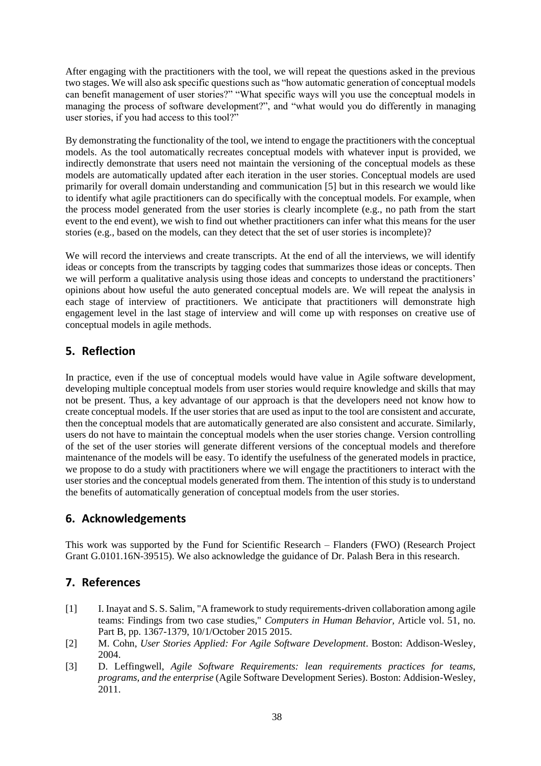After engaging with the practitioners with the tool, we will repeat the questions asked in the previous two stages. We will also ask specific questions such as "how automatic generation of conceptual models can benefit management of user stories?" "What specific ways will you use the conceptual models in managing the process of software development?", and "what would you do differently in managing user stories, if you had access to this tool?"

By demonstrating the functionality of the tool, we intend to engage the practitioners with the conceptual models. As the tool automatically recreates conceptual models with whatever input is provided, we indirectly demonstrate that users need not maintain the versioning of the conceptual models as these models are automatically updated after each iteration in the user stories. Conceptual models are used primarily for overall domain understanding and communication [5] but in this research we would like to identify what agile practitioners can do specifically with the conceptual models. For example, when the process model generated from the user stories is clearly incomplete (e.g., no path from the start event to the end event), we wish to find out whether practitioners can infer what this means for the user stories (e.g., based on the models, can they detect that the set of user stories is incomplete)?

We will record the interviews and create transcripts. At the end of all the interviews, we will identify ideas or concepts from the transcripts by tagging codes that summarizes those ideas or concepts. Then we will perform a qualitative analysis using those ideas and concepts to understand the practitioners' opinions about how useful the auto generated conceptual models are. We will repeat the analysis in each stage of interview of practitioners. We anticipate that practitioners will demonstrate high engagement level in the last stage of interview and will come up with responses on creative use of conceptual models in agile methods.

## 5. Reflection

In practice, even if the use of conceptual models would have value in Agile software development, developing multiple conceptual models from user stories would require knowledge and skills that may not be present. Thus, a key advantage of our approach is that the developers need not know how to create conceptual models. If the user stories that are used as input to the tool are consistent and accurate, then the conceptual models that are automatically generated are also consistent and accurate. Similarly, users do not have to maintain the conceptual models when the user stories change. Version controlling of the set of the user stories will generate different versions of the conceptual models and therefore maintenance of the models will be easy. To identify the usefulness of the generated models in practice, we propose to do a study with practitioners where we will engage the practitioners to interact with the user stories and the conceptual models generated from them. The intention of this study is to understand the benefits of automatically generation of conceptual models from the user stories.

## 6. Acknowledgements

This work was supported by the Fund for Scientific Research – Flanders (FWO) (Research Project Grant G.0101.16N-39515). We also acknowledge the guidance of Dr. Palash Bera in this research.

## 7. References

[1] I. Inayat and S. S. Salim, "A framework to study requirements-driven collaboration among agile teams: Findings from two case studies," *Computers in Human Behavior,* Article vol. 51, no. Part B, pp. 1367-1379, 10/1/October 2015 2015.

[2] M. Cohn, *User Stories Applied: For Agile Software Development*. Boston: Addison-Wesley, 2004.

[3] D. Leffingwell, *Agile Software Requirements: lean requirements practices for teams, programs, and the enterprise* (Agile Software Development Series). Boston: Addision-Wesley, 2011.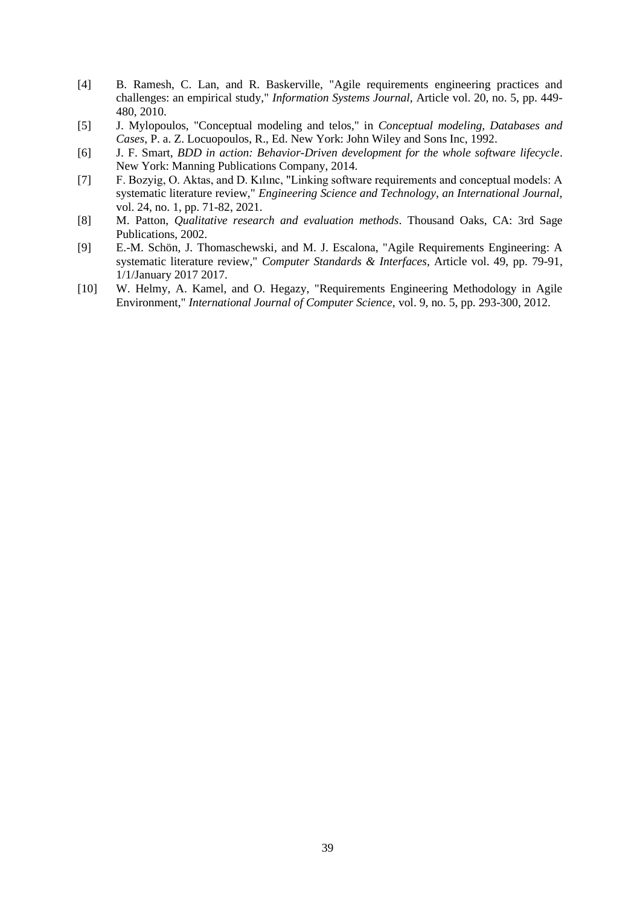[4] B. Ramesh, C. Lan, and R. Baskerville, "Agile requirements engineering practices and challenges: an empirical study," *Information Systems Journal,* Article vol. 20, no. 5, pp. 449-480, 2010.

[5] J. Mylopoulos, "Conceptual modeling and telos," in *Conceptual modeling, Databases and Cases*, P. a. Z. Locuopoulos, R., Ed. New York: John Wiley and Sons Inc, 1992.

[6] J. F. Smart, *BDD in action: Behavior-Driven development for the whole software lifecycle*. New York: Manning Publications Company, 2014.

[7] F. Bozyig, O. Aktas, and D. Kılınc, "Linking software requirements and conceptual models: A systematic literature review," *Engineering Science and Technology, an International Journal,* vol. 24, no. 1, pp. 71-82, 2021.

[8] M. Patton, *Qualitative research and evaluation methods*. Thousand Oaks, CA: 3rd Sage Publications, 2002.

[9] E.-M. Schön, J. Thomaschewski, and M. J. Escalona, "Agile Requirements Engineering: A systematic literature review," *Computer Standards & Interfaces,* Article vol. 49, pp. 79-91, 1/1/January 2017 2017.

[10] W. Helmy, A. Kamel, and O. Hegazy, "Requirements Engineering Methodology in Agile Environment," *International Journal of Computer Science*, vol. 9, no. 5, pp. 293-300, 2012.